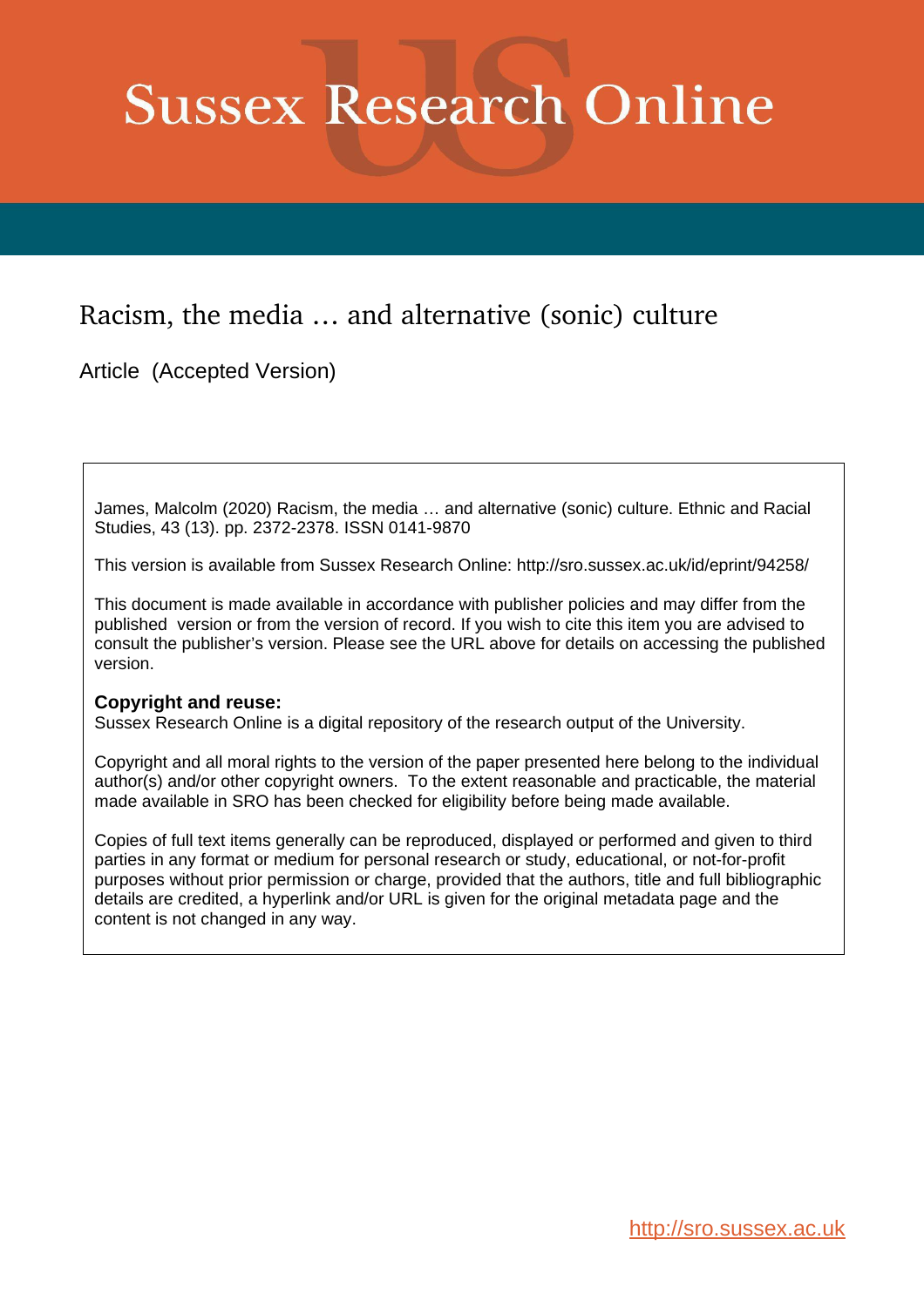# Sussex Research Online

## Racism, the media … and alternative (sonic) culture

Article (Accepted Version)

James, Malcolm (2020) Racism, the media … and alternative (sonic) culture. Ethnic and Racial Studies, 43 (13). pp. 2372-2378. ISSN 0141-9870

This version is available from Sussex Research Online: http://sro.sussex.ac.uk/id/eprint/94258/

This document is made available in accordance with publisher policies and may differ from the published version or from the version of record. If you wish to cite this item you are advised to consult the publisher's version. Please see the URL above for details on accessing the published version.

**Copyright and reuse:**
Sussex Research Online is a digital repository of the research output of the University.

Copyright and all moral rights to the version of the paper presented here belong to the individual author(s) and/or other copyright owners. To the extent reasonable and practicable, the material made available in SRO has been checked for eligibility before being made available.

Copies of full text items generally can be reproduced, displayed or performed and given to third parties in any format or medium for personal research or study, educational, or not-for-profit purposes without prior permission or charge, provided that the authors, title and full bibliographic details are credited, a hyperlink and/or URL is given for the original metadata page and the content is not changed in any way.

http://sro.sussex.ac.uk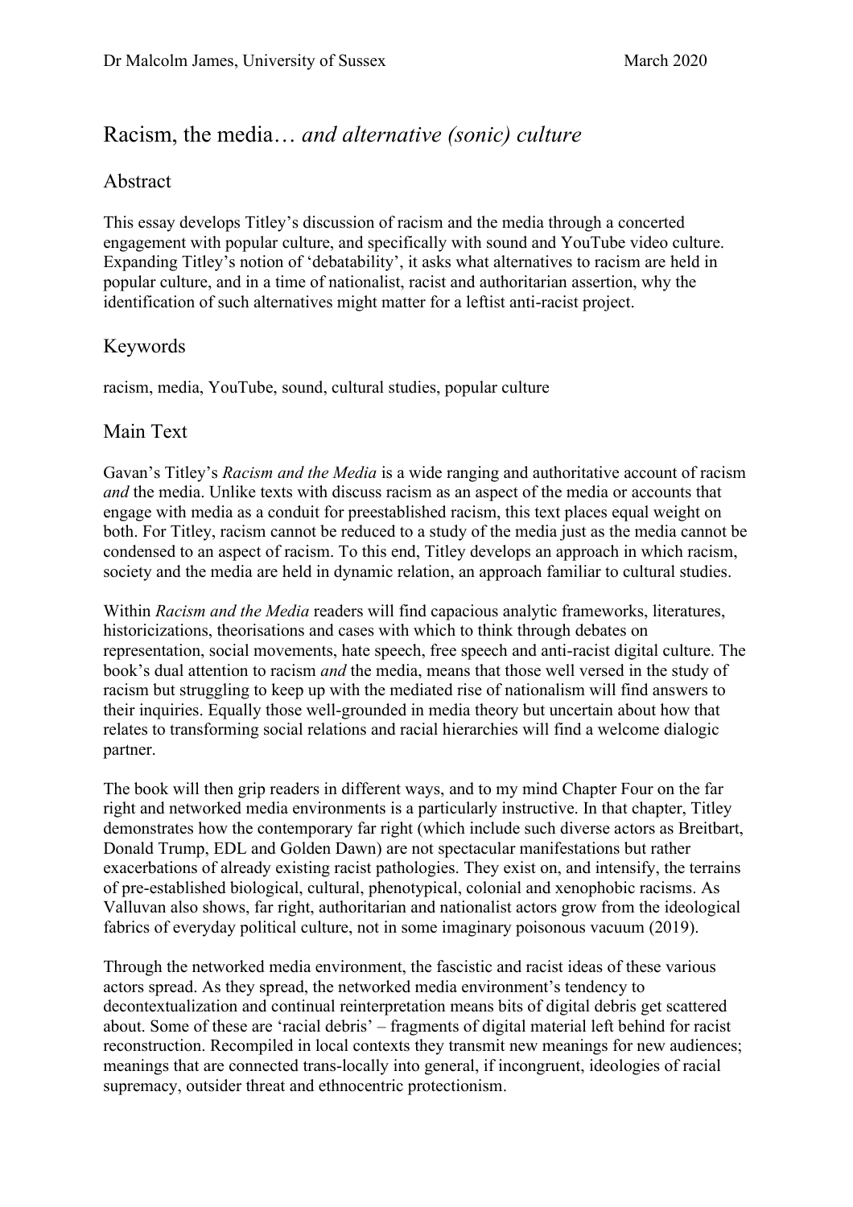Dr Malcolm James, University of Sussex March 2020

# Racism, the media… *and alternative (sonic) culture*

## Abstract

This essay develops Titley's discussion of racism and the media through a concerted engagement with popular culture, and specifically with sound and YouTube video culture. Expanding Titley's notion of 'debatability', it asks what alternatives to racism are held in popular culture, and in a time of nationalist, racist and authoritarian assertion, why the identification of such alternatives might matter for a leftist anti-racist project.

## Keywords

racism, media, YouTube, sound, cultural studies, popular culture

## Main Text

Gavan's Titley's *Racism and the Media* is a wide ranging and authoritative account of racism *and* the media. Unlike texts with discuss racism as an aspect of the media or accounts that engage with media as a conduit for preestablished racism, this text places equal weight on both. For Titley, racism cannot be reduced to a study of the media just as the media cannot be condensed to an aspect of racism. To this end, Titley develops an approach in which racism, society and the media are held in dynamic relation, an approach familiar to cultural studies.

Within *Racism and the Media* readers will find capacious analytic frameworks, literatures, historicizations, theorisations and cases with which to think through debates on representation, social movements, hate speech, free speech and anti-racist digital culture. The book's dual attention to racism *and* the media, means that those well versed in the study of racism but struggling to keep up with the mediated rise of nationalism will find answers to their inquiries. Equally those well-grounded in media theory but uncertain about how that relates to transforming social relations and racial hierarchies will find a welcome dialogic partner.

The book will then grip readers in different ways, and to my mind Chapter Four on the far right and networked media environments is a particularly instructive. In that chapter, Titley demonstrates how the contemporary far right (which include such diverse actors as Breitbart, Donald Trump, EDL and Golden Dawn) are not spectacular manifestations but rather exacerbations of already existing racist pathologies. They exist on, and intensify, the terrains of pre-established biological, cultural, phenotypical, colonial and xenophobic racisms. As Valluvan also shows, far right, authoritarian and nationalist actors grow from the ideological fabrics of everyday political culture, not in some imaginary poisonous vacuum (2019).

Through the networked media environment, the fascistic and racist ideas of these various actors spread. As they spread, the networked media environment's tendency to decontextualization and continual reinterpretation means bits of digital debris get scattered about. Some of these are 'racial debris' – fragments of digital material left behind for racist reconstruction. Recompiled in local contexts they transmit new meanings for new audiences; meanings that are connected trans-locally into general, if incongruent, ideologies of racial supremacy, outsider threat and ethnocentric protectionism.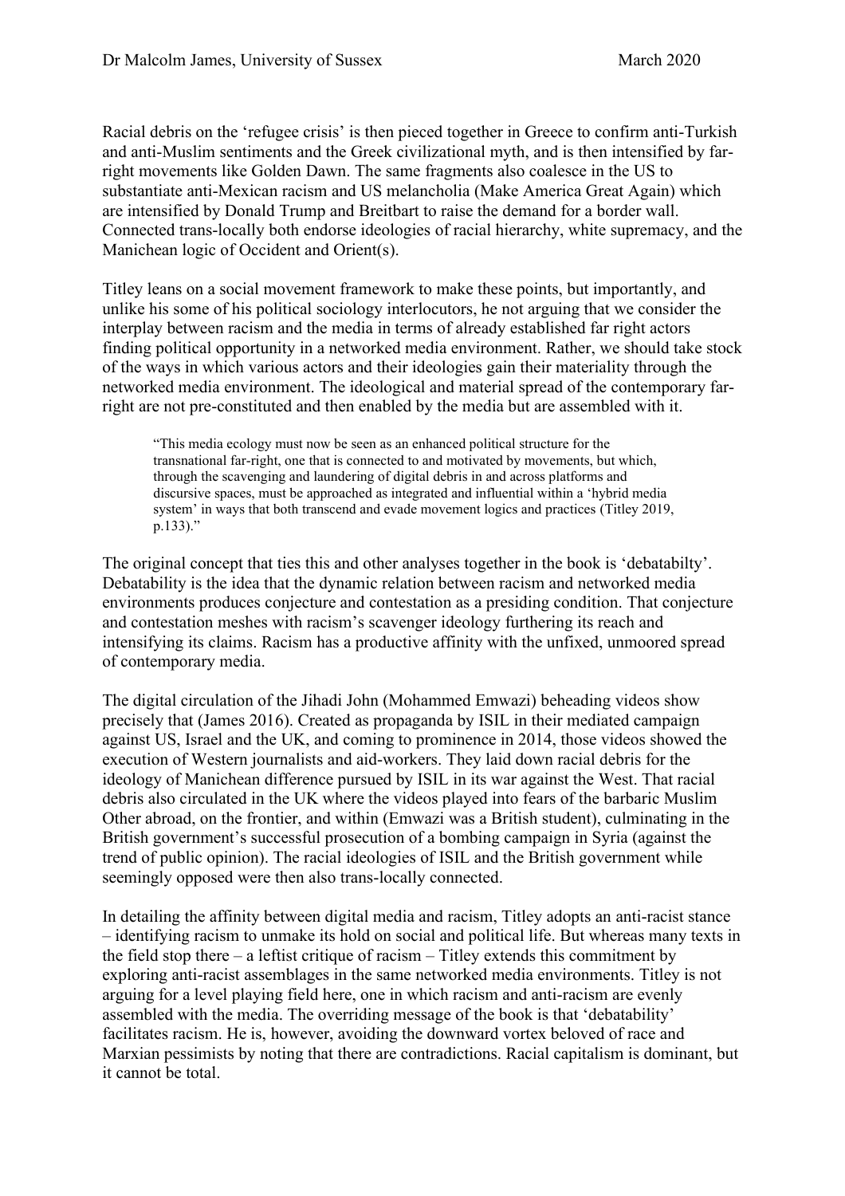Racial debris on the 'refugee crisis' is then pieced together in Greece to confirm anti-Turkish and anti-Muslim sentiments and the Greek civilizational myth, and is then intensified by far-right movements like Golden Dawn. The same fragments also coalesce in the US to substantiate anti-Mexican racism and US melancholia (Make America Great Again) which are intensified by Donald Trump and Breitbart to raise the demand for a border wall. Connected trans-locally both endorse ideologies of racial hierarchy, white supremacy, and the Manichean logic of Occident and Orient(s).

Titley leans on a social movement framework to make these points, but importantly, and unlike his some of his political sociology interlocutors, he not arguing that we consider the interplay between racism and the media in terms of already established far right actors finding political opportunity in a networked media environment. Rather, we should take stock of the ways in which various actors and their ideologies gain their materiality through the networked media environment. The ideological and material spread of the contemporary far-right are not pre-constituted and then enabled by the media but are assembled with it.

> "This media ecology must now be seen as an enhanced political structure for the transnational far-right, one that is connected to and motivated by movements, but which, through the scavenging and laundering of digital debris in and across platforms and discursive spaces, must be approached as integrated and influential within a 'hybrid media system' in ways that both transcend and evade movement logics and practices (Titley 2019, p.133)."

The original concept that ties this and other analyses together in the book is 'debatabilty'. Debatability is the idea that the dynamic relation between racism and networked media environments produces conjecture and contestation as a presiding condition. That conjecture and contestation meshes with racism's scavenger ideology furthering its reach and intensifying its claims. Racism has a productive affinity with the unfixed, unmoored spread of contemporary media.

The digital circulation of the Jihadi John (Mohammed Emwazi) beheading videos show precisely that (James 2016). Created as propaganda by ISIL in their mediated campaign against US, Israel and the UK, and coming to prominence in 2014, those videos showed the execution of Western journalists and aid-workers. They laid down racial debris for the ideology of Manichean difference pursued by ISIL in its war against the West. That racial debris also circulated in the UK where the videos played into fears of the barbaric Muslim Other abroad, on the frontier, and within (Emwazi was a British student), culminating in the British government's successful prosecution of a bombing campaign in Syria (against the trend of public opinion). The racial ideologies of ISIL and the British government while seemingly opposed were then also trans-locally connected.

In detailing the affinity between digital media and racism, Titley adopts an anti-racist stance – identifying racism to unmake its hold on social and political life. But whereas many texts in the field stop there – a leftist critique of racism – Titley extends this commitment by exploring anti-racist assemblages in the same networked media environments. Titley is not arguing for a level playing field here, one in which racism and anti-racism are evenly assembled with the media. The overriding message of the book is that 'debatability' facilitates racism. He is, however, avoiding the downward vortex beloved of race and Marxian pessimists by noting that there are contradictions. Racial capitalism is dominant, but it cannot be total.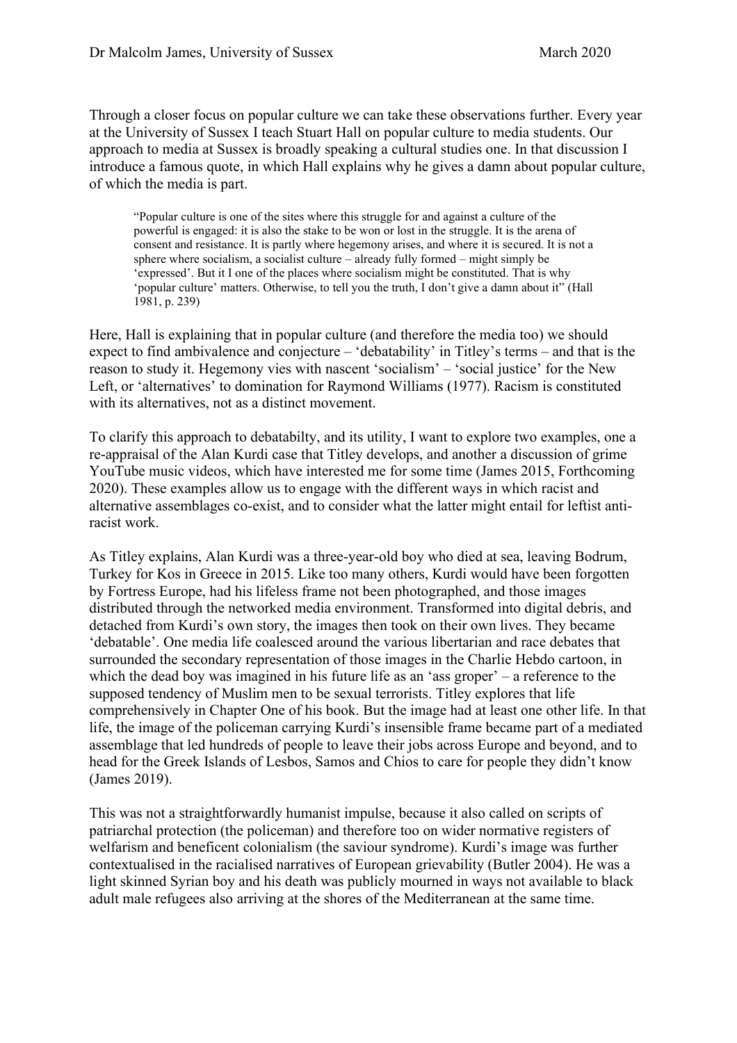Through a closer focus on popular culture we can take these observations further. Every year at the University of Sussex I teach Stuart Hall on popular culture to media students. Our approach to media at Sussex is broadly speaking a cultural studies one. In that discussion I introduce a famous quote, in which Hall explains why he gives a damn about popular culture, of which the media is part.

> "Popular culture is one of the sites where this struggle for and against a culture of the powerful is engaged: it is also the stake to be won or lost in the struggle. It is the arena of consent and resistance. It is partly where hegemony arises, and where it is secured. It is not a sphere where socialism, a socialist culture – already fully formed – might simply be 'expressed'. But it I one of the places where socialism might be constituted. That is why 'popular culture' matters. Otherwise, to tell you the truth, I don't give a damn about it" (Hall 1981, p. 239)

Here, Hall is explaining that in popular culture (and therefore the media too) we should expect to find ambivalence and conjecture – 'debatability' in Titley's terms – and that is the reason to study it. Hegemony vies with nascent 'socialism' – 'social justice' for the New Left, or 'alternatives' to domination for Raymond Williams (1977). Racism is constituted with its alternatives, not as a distinct movement.

To clarify this approach to debatabilty, and its utility, I want to explore two examples, one a re-appraisal of the Alan Kurdi case that Titley develops, and another a discussion of grime YouTube music videos, which have interested me for some time (James 2015, Forthcoming 2020). These examples allow us to engage with the different ways in which racist and alternative assemblages co-exist, and to consider what the latter might entail for leftist anti-racist work.

As Titley explains, Alan Kurdi was a three-year-old boy who died at sea, leaving Bodrum, Turkey for Kos in Greece in 2015. Like too many others, Kurdi would have been forgotten by Fortress Europe, had his lifeless frame not been photographed, and those images distributed through the networked media environment. Transformed into digital debris, and detached from Kurdi's own story, the images then took on their own lives. They became 'debatable'. One media life coalesced around the various libertarian and race debates that surrounded the secondary representation of those images in the Charlie Hebdo cartoon, in which the dead boy was imagined in his future life as an 'ass groper' – a reference to the supposed tendency of Muslim men to be sexual terrorists. Titley explores that life comprehensively in Chapter One of his book. But the image had at least one other life. In that life, the image of the policeman carrying Kurdi's insensible frame became part of a mediated assemblage that led hundreds of people to leave their jobs across Europe and beyond, and to head for the Greek Islands of Lesbos, Samos and Chios to care for people they didn't know (James 2019).

This was not a straightforwardly humanist impulse, because it also called on scripts of patriarchal protection (the policeman) and therefore too on wider normative registers of welfarism and beneficent colonialism (the saviour syndrome). Kurdi's image was further contextualised in the racialised narratives of European grievability (Butler 2004). He was a light skinned Syrian boy and his death was publicly mourned in ways not available to black adult male refugees also arriving at the shores of the Mediterranean at the same time.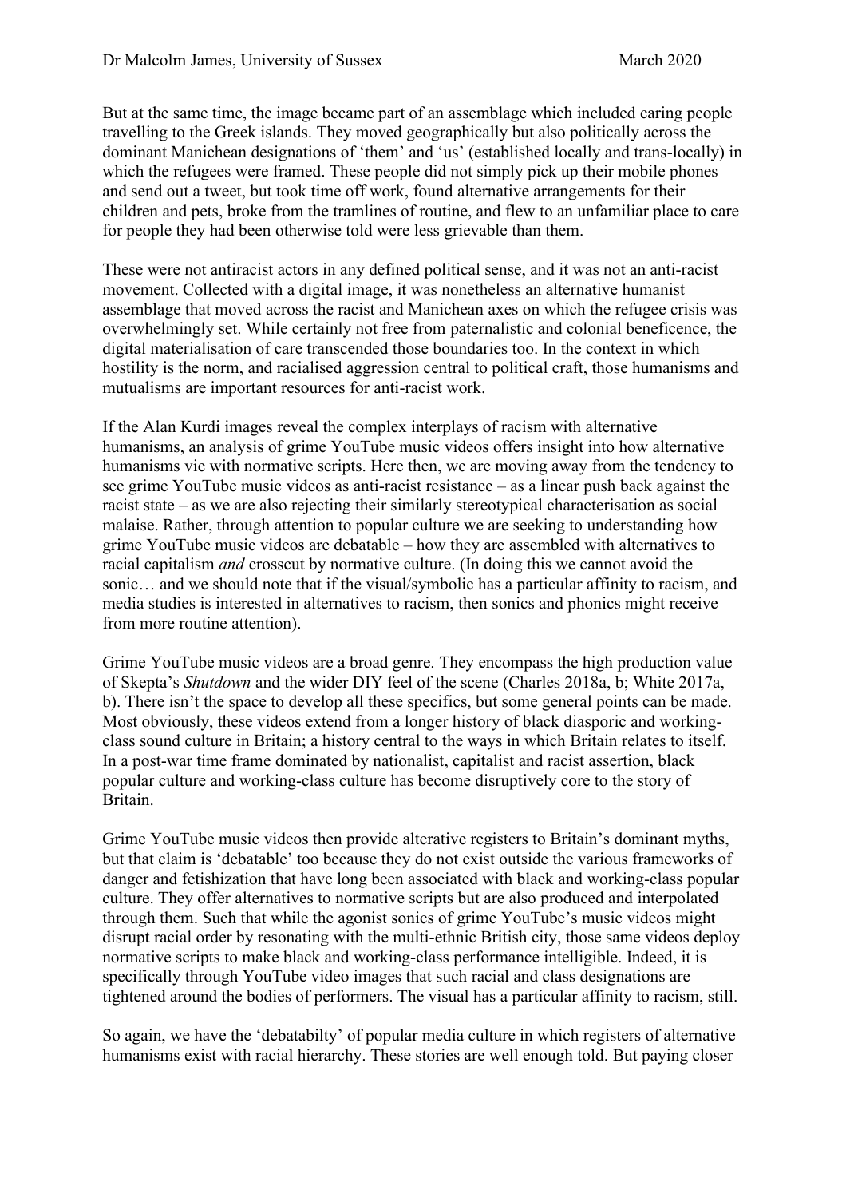But at the same time, the image became part of an assemblage which included caring people travelling to the Greek islands. They moved geographically but also politically across the dominant Manichean designations of 'them' and 'us' (established locally and trans-locally) in which the refugees were framed. These people did not simply pick up their mobile phones and send out a tweet, but took time off work, found alternative arrangements for their children and pets, broke from the tramlines of routine, and flew to an unfamiliar place to care for people they had been otherwise told were less grievable than them.

These were not antiracist actors in any defined political sense, and it was not an anti-racist movement. Collected with a digital image, it was nonetheless an alternative humanist assemblage that moved across the racist and Manichean axes on which the refugee crisis was overwhelmingly set. While certainly not free from paternalistic and colonial beneficence, the digital materialisation of care transcended those boundaries too. In the context in which hostility is the norm, and racialised aggression central to political craft, those humanisms and mutualisms are important resources for anti-racist work.

If the Alan Kurdi images reveal the complex interplays of racism with alternative humanisms, an analysis of grime YouTube music videos offers insight into how alternative humanisms vie with normative scripts. Here then, we are moving away from the tendency to see grime YouTube music videos as anti-racist resistance – as a linear push back against the racist state – as we are also rejecting their similarly stereotypical characterisation as social malaise. Rather, through attention to popular culture we are seeking to understanding how grime YouTube music videos are debatable – how they are assembled with alternatives to racial capitalism *and* crosscut by normative culture. (In doing this we cannot avoid the sonic… and we should note that if the visual/symbolic has a particular affinity to racism, and media studies is interested in alternatives to racism, then sonics and phonics might receive from more routine attention).

Grime YouTube music videos are a broad genre. They encompass the high production value of Skepta's *Shutdown* and the wider DIY feel of the scene (Charles 2018a, b; White 2017a, b). There isn't the space to develop all these specifics, but some general points can be made. Most obviously, these videos extend from a longer history of black diasporic and working-class sound culture in Britain; a history central to the ways in which Britain relates to itself. In a post-war time frame dominated by nationalist, capitalist and racist assertion, black popular culture and working-class culture has become disruptively core to the story of Britain.

Grime YouTube music videos then provide alterative registers to Britain's dominant myths, but that claim is 'debatable' too because they do not exist outside the various frameworks of danger and fetishization that have long been associated with black and working-class popular culture. They offer alternatives to normative scripts but are also produced and interpolated through them. Such that while the agonist sonics of grime YouTube's music videos might disrupt racial order by resonating with the multi-ethnic British city, those same videos deploy normative scripts to make black and working-class performance intelligible. Indeed, it is specifically through YouTube video images that such racial and class designations are tightened around the bodies of performers. The visual has a particular affinity to racism, still.

So again, we have the 'debatabilty' of popular media culture in which registers of alternative humanisms exist with racial hierarchy. These stories are well enough told. But paying closer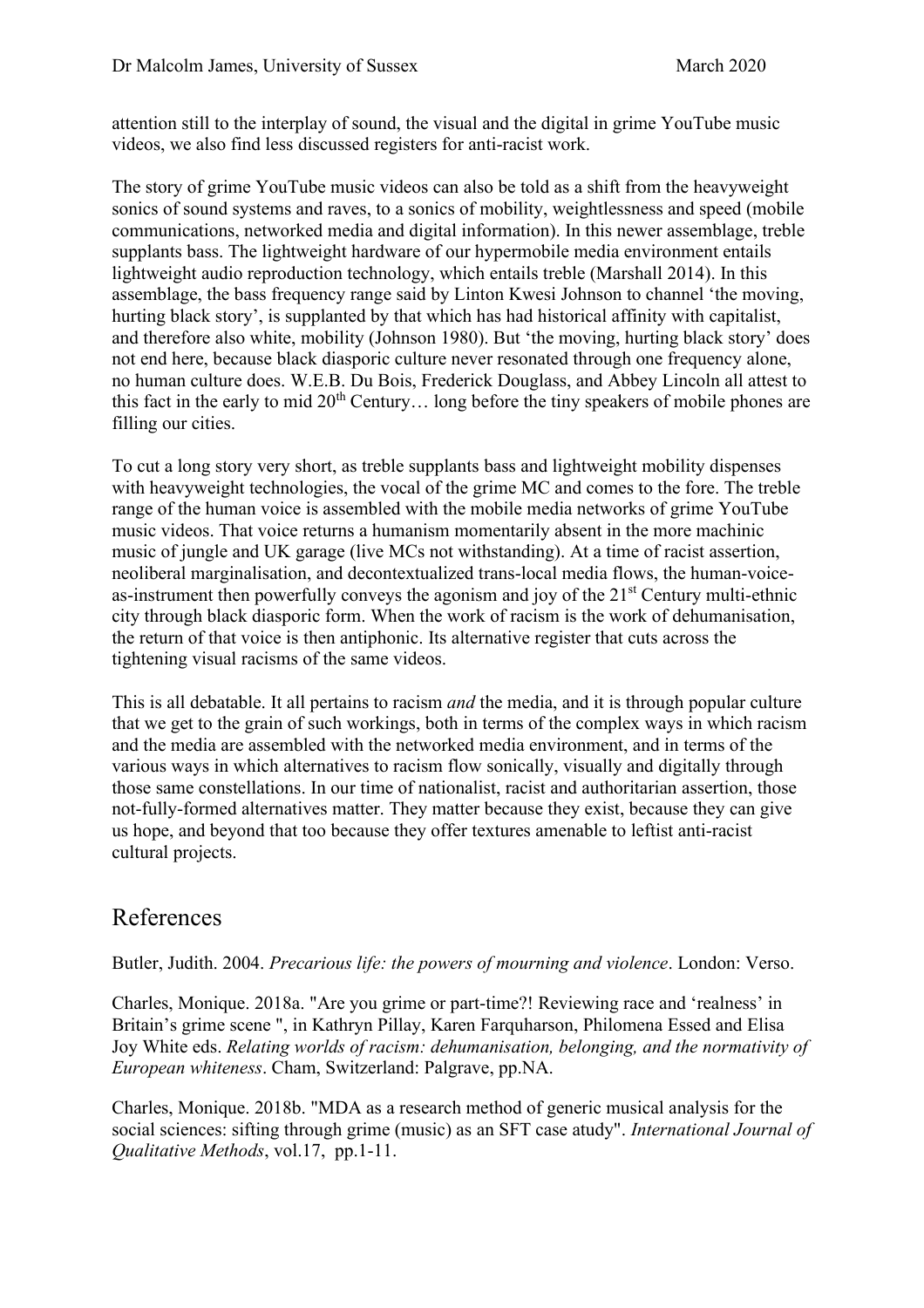attention still to the interplay of sound, the visual and the digital in grime YouTube music videos, we also find less discussed registers for anti-racist work.

The story of grime YouTube music videos can also be told as a shift from the heavyweight sonics of sound systems and raves, to a sonics of mobility, weightlessness and speed (mobile communications, networked media and digital information). In this newer assemblage, treble supplants bass. The lightweight hardware of our hypermobile media environment entails lightweight audio reproduction technology, which entails treble (Marshall 2014). In this assemblage, the bass frequency range said by Linton Kwesi Johnson to channel 'the moving, hurting black story', is supplanted by that which has had historical affinity with capitalist, and therefore also white, mobility (Johnson 1980). But 'the moving, hurting black story' does not end here, because black diasporic culture never resonated through one frequency alone, no human culture does. W.E.B. Du Bois, Frederick Douglass, and Abbey Lincoln all attest to this fact in the early to mid 20th Century… long before the tiny speakers of mobile phones are filling our cities.

To cut a long story very short, as treble supplants bass and lightweight mobility dispenses with heavyweight technologies, the vocal of the grime MC and comes to the fore. The treble range of the human voice is assembled with the mobile media networks of grime YouTube music videos. That voice returns a humanism momentarily absent in the more machinic music of jungle and UK garage (live MCs not withstanding). At a time of racist assertion, neoliberal marginalisation, and decontextualized trans-local media flows, the human-voice-as-instrument then powerfully conveys the agonism and joy of the 21st Century multi-ethnic city through black diasporic form. When the work of racism is the work of dehumanisation, the return of that voice is then antiphonic. Its alternative register that cuts across the tightening visual racisms of the same videos.

This is all debatable. It all pertains to racism *and* the media, and it is through popular culture that we get to the grain of such workings, both in terms of the complex ways in which racism and the media are assembled with the networked media environment, and in terms of the various ways in which alternatives to racism flow sonically, visually and digitally through those same constellations. In our time of nationalist, racist and authoritarian assertion, those not-fully-formed alternatives matter. They matter because they exist, because they can give us hope, and beyond that too because they offer textures amenable to leftist anti-racist cultural projects.

## References

Butler, Judith. 2004. *Precarious life: the powers of mourning and violence*. London: Verso.

Charles, Monique. 2018a. "Are you grime or part-time?! Reviewing race and 'realness' in Britain's grime scene ", in Kathryn Pillay, Karen Farquharson, Philomena Essed and Elisa Joy White eds. *Relating worlds of racism: dehumanisation, belonging, and the normativity of European whiteness*. Cham, Switzerland: Palgrave, pp.NA.

Charles, Monique. 2018b. "MDA as a research method of generic musical analysis for the social sciences: sifting through grime (music) as an SFT case atudy". *International Journal of Qualitative Methods*, vol.17, pp.1-11.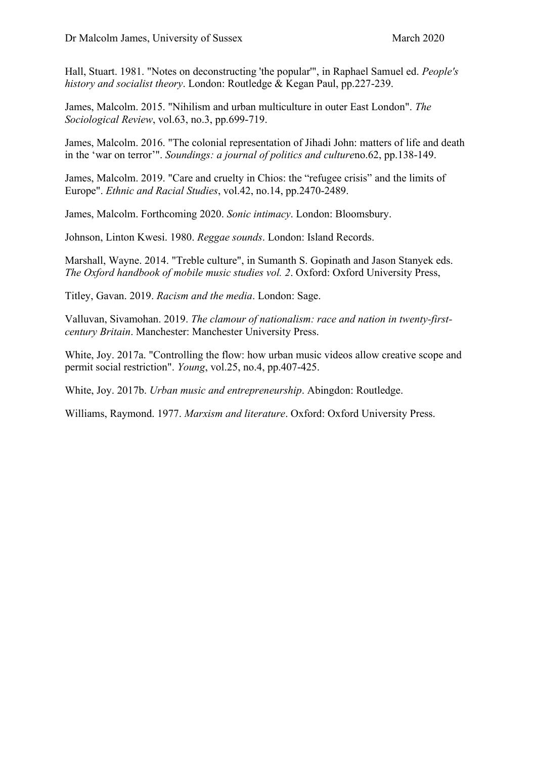Hall, Stuart. 1981. "Notes on deconstructing 'the popular'", in Raphael Samuel ed. *People's history and socialist theory*. London: Routledge & Kegan Paul, pp.227-239.

James, Malcolm. 2015. "Nihilism and urban multiculture in outer East London". *The Sociological Review*, vol.63, no.3, pp.699-719.

James, Malcolm. 2016. "The colonial representation of Jihadi John: matters of life and death in the 'war on terror'". *Soundings: a journal of politics and culture*no.62, pp.138-149.

James, Malcolm. 2019. "Care and cruelty in Chios: the "refugee crisis" and the limits of Europe". *Ethnic and Racial Studies*, vol.42, no.14, pp.2470-2489.

James, Malcolm. Forthcoming 2020. *Sonic intimacy*. London: Bloomsbury.

Johnson, Linton Kwesi. 1980. *Reggae sounds*. London: Island Records.

Marshall, Wayne. 2014. "Treble culture", in Sumanth S. Gopinath and Jason Stanyek eds. *The Oxford handbook of mobile music studies vol. 2*. Oxford: Oxford University Press,

Titley, Gavan. 2019. *Racism and the media*. London: Sage.

Valluvan, Sivamohan. 2019. *The clamour of nationalism: race and nation in twenty-first-century Britain*. Manchester: Manchester University Press.

White, Joy. 2017a. "Controlling the flow: how urban music videos allow creative scope and permit social restriction". *Young*, vol.25, no.4, pp.407-425.

White, Joy. 2017b. *Urban music and entrepreneurship*. Abingdon: Routledge.

Williams, Raymond. 1977. *Marxism and literature*. Oxford: Oxford University Press.